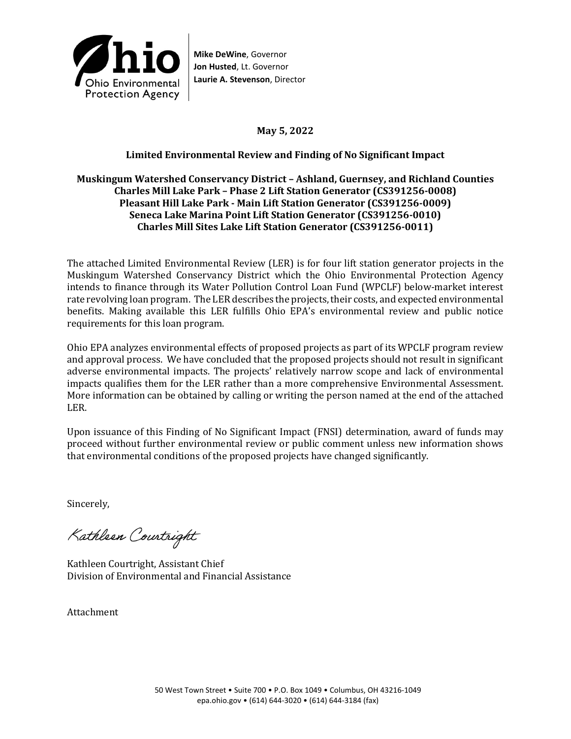**Mike DeWine**, Governor
**Jon Husted**, Lt. Governor
**Laurie A. Stevenson**, Director

**May 5, 2022**

**Limited Environmental Review and Finding of No Significant Impact**

**Muskingum Watershed Conservancy District – Ashland, Guernsey, and Richland Counties**
**Charles Mill Lake Park – Phase 2 Lift Station Generator (CS391256-0008)**
**Pleasant Hill Lake Park - Main Lift Station Generator (CS391256-0009)**
**Seneca Lake Marina Point Lift Station Generator (CS391256-0010)**
**Charles Mill Sites Lake Lift Station Generator (CS391256-0011)**

The attached Limited Environmental Review (LER) is for four lift station generator projects in the Muskingum Watershed Conservancy District which the Ohio Environmental Protection Agency intends to finance through its Water Pollution Control Loan Fund (WPCLF) below-market interest rate revolving loan program. The LER describes the projects, their costs, and expected environmental benefits. Making available this LER fulfills Ohio EPA's environmental review and public notice requirements for this loan program.

Ohio EPA analyzes environmental effects of proposed projects as part of its WPCLF program review and approval process. We have concluded that the proposed projects should not result in significant adverse environmental impacts. The projects' relatively narrow scope and lack of environmental impacts qualifies them for the LER rather than a more comprehensive Environmental Assessment. More information can be obtained by calling or writing the person named at the end of the attached LER.

Upon issuance of this Finding of No Significant Impact (FNSI) determination, award of funds may proceed without further environmental review or public comment unless new information shows that environmental conditions of the proposed projects have changed significantly.

Sincerely,

Kathleen Courtright

Kathleen Courtright, Assistant Chief
Division of Environmental and Financial Assistance

Attachment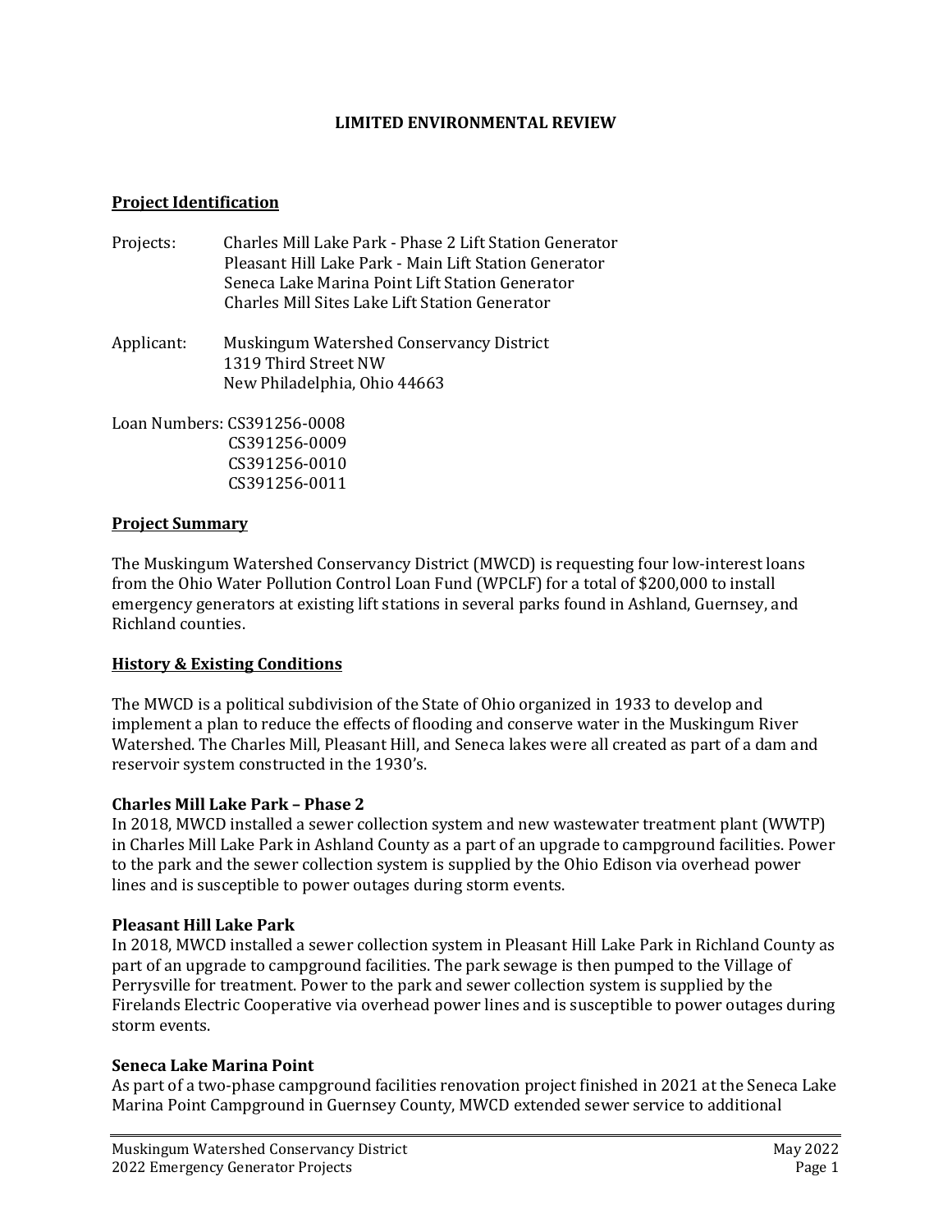**LIMITED ENVIRONMENTAL REVIEW**

**Project Identification**

Projects: Charles Mill Lake Park - Phase 2 Lift Station Generator
Pleasant Hill Lake Park - Main Lift Station Generator
Seneca Lake Marina Point Lift Station Generator
Charles Mill Sites Lake Lift Station Generator

Applicant: Muskingum Watershed Conservancy District
1319 Third Street NW
New Philadelphia, Ohio 44663

Loan Numbers: CS391256-0008
CS391256-0009
CS391256-0010
CS391256-0011

**Project Summary**

The Muskingum Watershed Conservancy District (MWCD) is requesting four low-interest loans from the Ohio Water Pollution Control Loan Fund (WPCLF) for a total of $200,000 to install emergency generators at existing lift stations in several parks found in Ashland, Guernsey, and Richland counties.

**History & Existing Conditions**

The MWCD is a political subdivision of the State of Ohio organized in 1933 to develop and implement a plan to reduce the effects of flooding and conserve water in the Muskingum River Watershed. The Charles Mill, Pleasant Hill, and Seneca lakes were all created as part of a dam and reservoir system constructed in the 1930's.

**Charles Mill Lake Park – Phase 2**

In 2018, MWCD installed a sewer collection system and new wastewater treatment plant (WWTP) in Charles Mill Lake Park in Ashland County as a part of an upgrade to campground facilities. Power to the park and the sewer collection system is supplied by the Ohio Edison via overhead power lines and is susceptible to power outages during storm events.

**Pleasant Hill Lake Park**

In 2018, MWCD installed a sewer collection system in Pleasant Hill Lake Park in Richland County as part of an upgrade to campground facilities. The park sewage is then pumped to the Village of Perrysville for treatment. Power to the park and sewer collection system is supplied by the Firelands Electric Cooperative via overhead power lines and is susceptible to power outages during storm events.

**Seneca Lake Marina Point**

As part of a two-phase campground facilities renovation project finished in 2021 at the Seneca Lake Marina Point Campground in Guernsey County, MWCD extended sewer service to additional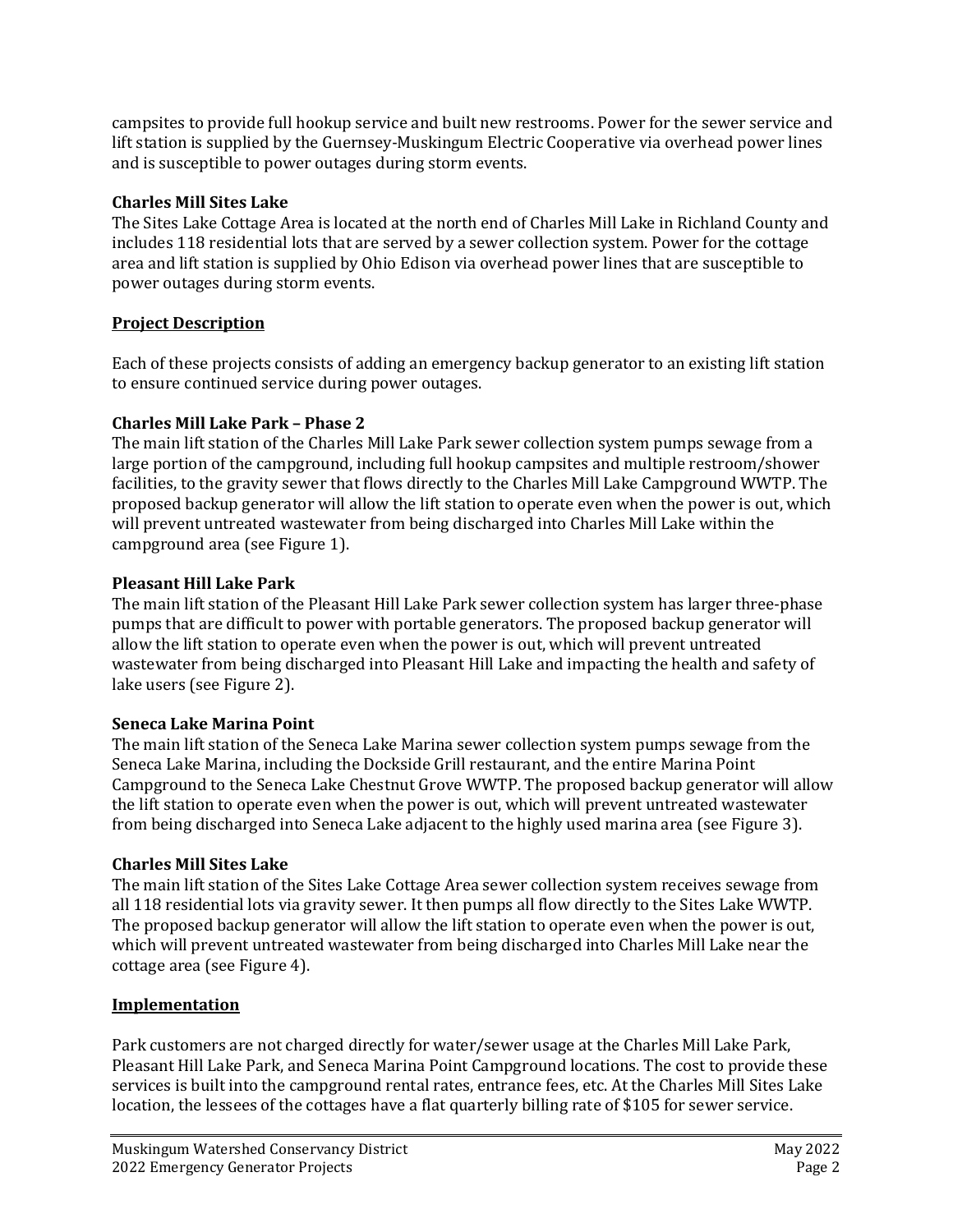campsites to provide full hookup service and built new restrooms. Power for the sewer service and lift station is supplied by the Guernsey-Muskingum Electric Cooperative via overhead power lines and is susceptible to power outages during storm events.

**Charles Mill Sites Lake**

The Sites Lake Cottage Area is located at the north end of Charles Mill Lake in Richland County and includes 118 residential lots that are served by a sewer collection system. Power for the cottage area and lift station is supplied by Ohio Edison via overhead power lines that are susceptible to power outages during storm events.

## Project Description

Each of these projects consists of adding an emergency backup generator to an existing lift station to ensure continued service during power outages.

**Charles Mill Lake Park – Phase 2**

The main lift station of the Charles Mill Lake Park sewer collection system pumps sewage from a large portion of the campground, including full hookup campsites and multiple restroom/shower facilities, to the gravity sewer that flows directly to the Charles Mill Lake Campground WWTP. The proposed backup generator will allow the lift station to operate even when the power is out, which will prevent untreated wastewater from being discharged into Charles Mill Lake within the campground area (see Figure 1).

**Pleasant Hill Lake Park**

The main lift station of the Pleasant Hill Lake Park sewer collection system has larger three-phase pumps that are difficult to power with portable generators. The proposed backup generator will allow the lift station to operate even when the power is out, which will prevent untreated wastewater from being discharged into Pleasant Hill Lake and impacting the health and safety of lake users (see Figure 2).

**Seneca Lake Marina Point**

The main lift station of the Seneca Lake Marina sewer collection system pumps sewage from the Seneca Lake Marina, including the Dockside Grill restaurant, and the entire Marina Point Campground to the Seneca Lake Chestnut Grove WWTP. The proposed backup generator will allow the lift station to operate even when the power is out, which will prevent untreated wastewater from being discharged into Seneca Lake adjacent to the highly used marina area (see Figure 3).

**Charles Mill Sites Lake**

The main lift station of the Sites Lake Cottage Area sewer collection system receives sewage from all 118 residential lots via gravity sewer. It then pumps all flow directly to the Sites Lake WWTP. The proposed backup generator will allow the lift station to operate even when the power is out, which will prevent untreated wastewater from being discharged into Charles Mill Lake near the cottage area (see Figure 4).

## Implementation

Park customers are not charged directly for water/sewer usage at the Charles Mill Lake Park, Pleasant Hill Lake Park, and Seneca Marina Point Campground locations. The cost to provide these services is built into the campground rental rates, entrance fees, etc. At the Charles Mill Sites Lake location, the lessees of the cottages have a flat quarterly billing rate of $105 for sewer service.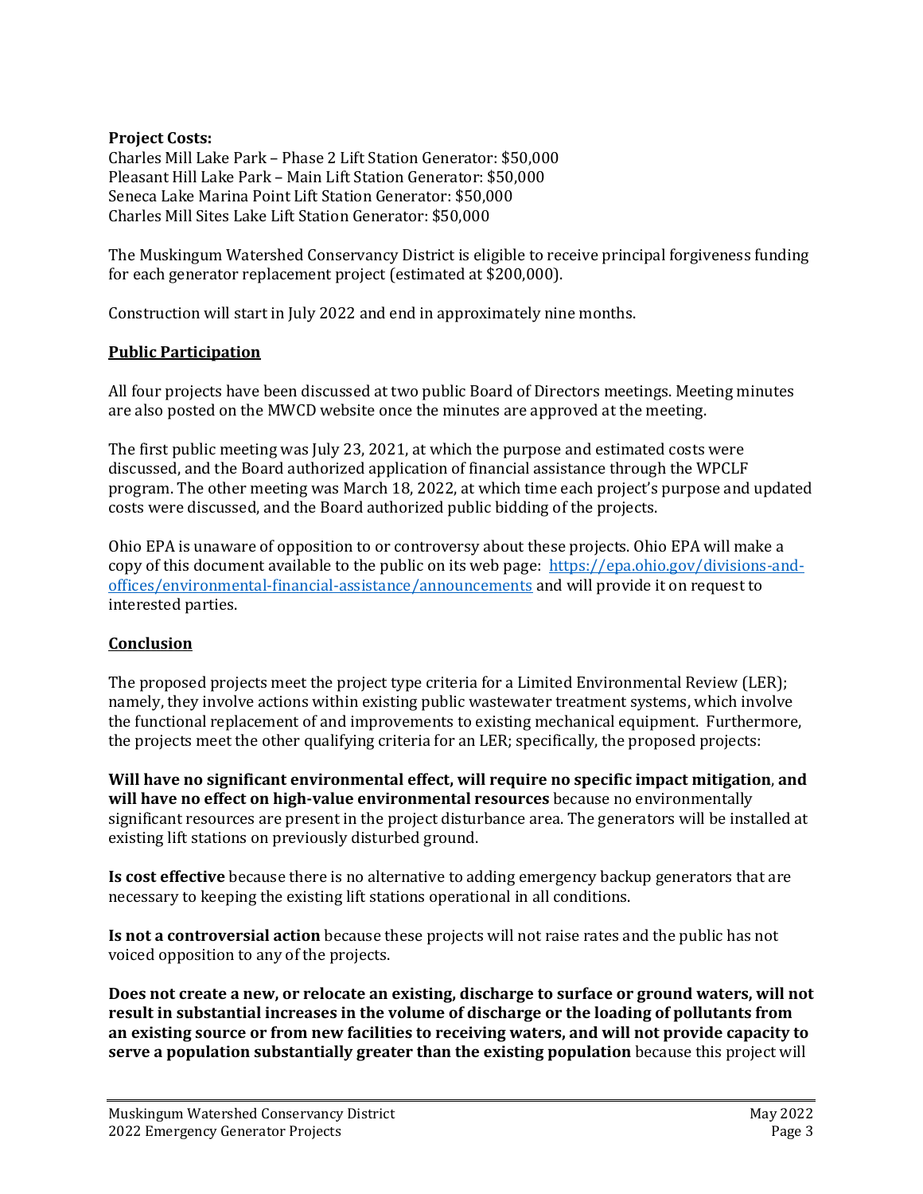**Project Costs:**
Charles Mill Lake Park – Phase 2 Lift Station Generator: $50,000
Pleasant Hill Lake Park – Main Lift Station Generator: $50,000
Seneca Lake Marina Point Lift Station Generator: $50,000
Charles Mill Sites Lake Lift Station Generator: $50,000

The Muskingum Watershed Conservancy District is eligible to receive principal forgiveness funding for each generator replacement project (estimated at $200,000).

Construction will start in July 2022 and end in approximately nine months.

## Public Participation

All four projects have been discussed at two public Board of Directors meetings. Meeting minutes are also posted on the MWCD website once the minutes are approved at the meeting.

The first public meeting was July 23, 2021, at which the purpose and estimated costs were discussed, and the Board authorized application of financial assistance through the WPCLF program. The other meeting was March 18, 2022, at which time each project's purpose and updated costs were discussed, and the Board authorized public bidding of the projects.

Ohio EPA is unaware of opposition to or controversy about these projects. Ohio EPA will make a copy of this document available to the public on its web page: [https://epa.ohio.gov/divisions-and-offices/environmental-financial-assistance/announcements](https://epa.ohio.gov/divisions-and-offices/environmental-financial-assistance/announcements) and will provide it on request to interested parties.

## Conclusion

The proposed projects meet the project type criteria for a Limited Environmental Review (LER); namely, they involve actions within existing public wastewater treatment systems, which involve the functional replacement of and improvements to existing mechanical equipment. Furthermore, the projects meet the other qualifying criteria for an LER; specifically, the proposed projects:

**Will have no significant environmental effect, will require no specific impact mitigation, and will have no effect on high-value environmental resources** because no environmentally significant resources are present in the project disturbance area. The generators will be installed at existing lift stations on previously disturbed ground.

**Is cost effective** because there is no alternative to adding emergency backup generators that are necessary to keeping the existing lift stations operational in all conditions.

**Is not a controversial action** because these projects will not raise rates and the public has not voiced opposition to any of the projects.

**Does not create a new, or relocate an existing, discharge to surface or ground waters, will not result in substantial increases in the volume of discharge or the loading of pollutants from an existing source or from new facilities to receiving waters, and will not provide capacity to serve a population substantially greater than the existing population** because this project will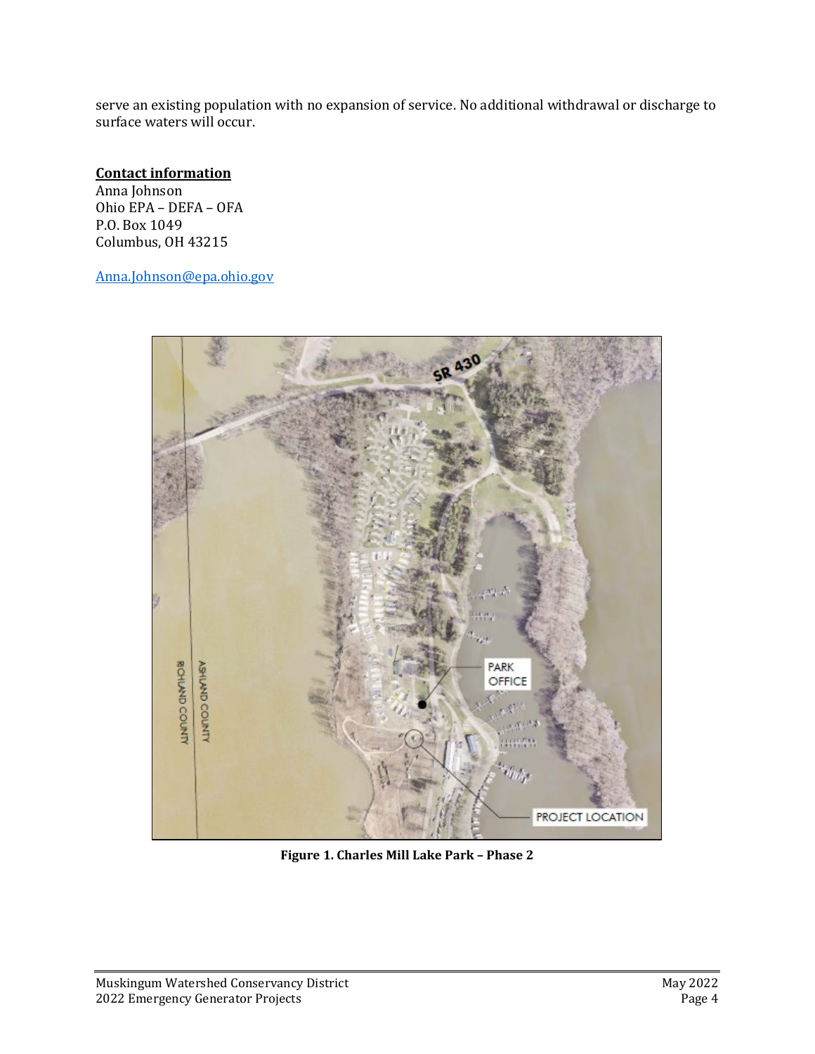serve an existing population with no expansion of service. No additional withdrawal or discharge to surface waters will occur.

**Contact information**

Anna Johnson
Ohio EPA – DEFA – OFA
P.O. Box 1049
Columbus, OH 43215

Anna.Johnson@epa.ohio.gov

**Figure 1. Charles Mill Lake Park – Phase 2**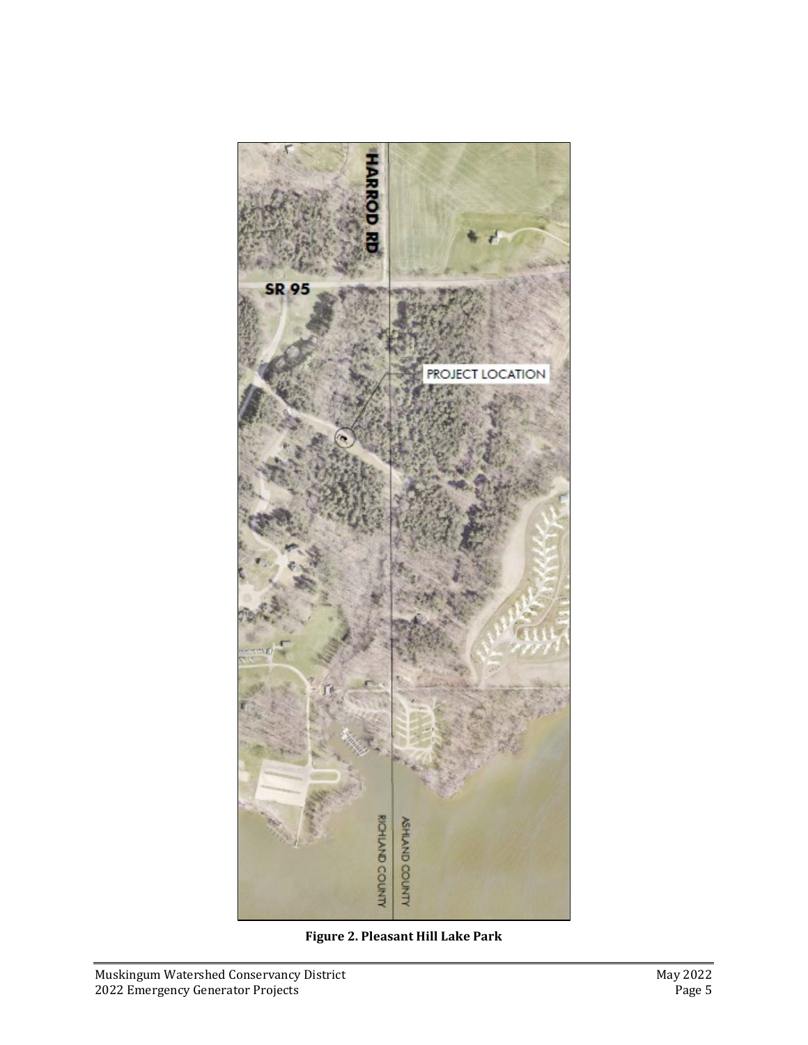**Figure 2. Pleasant Hill Lake Park**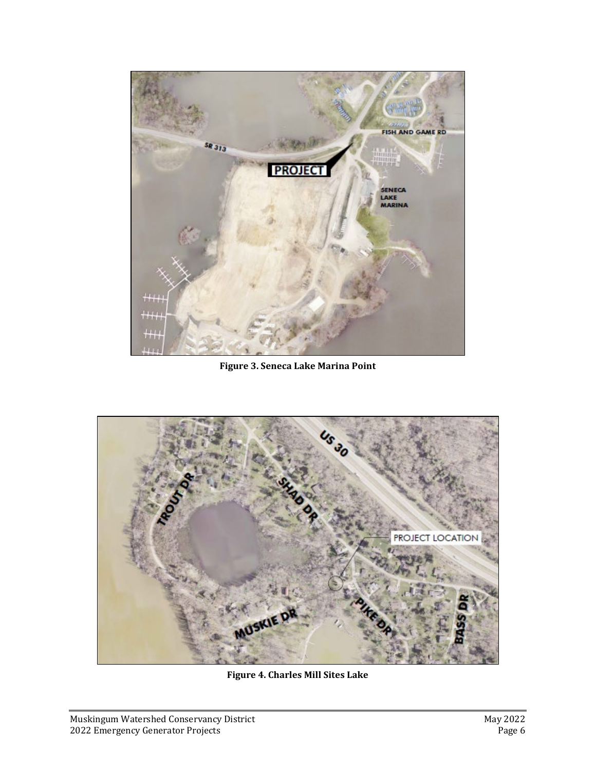Figure 3. Seneca Lake Marina Point

Figure 4. Charles Mill Sites Lake